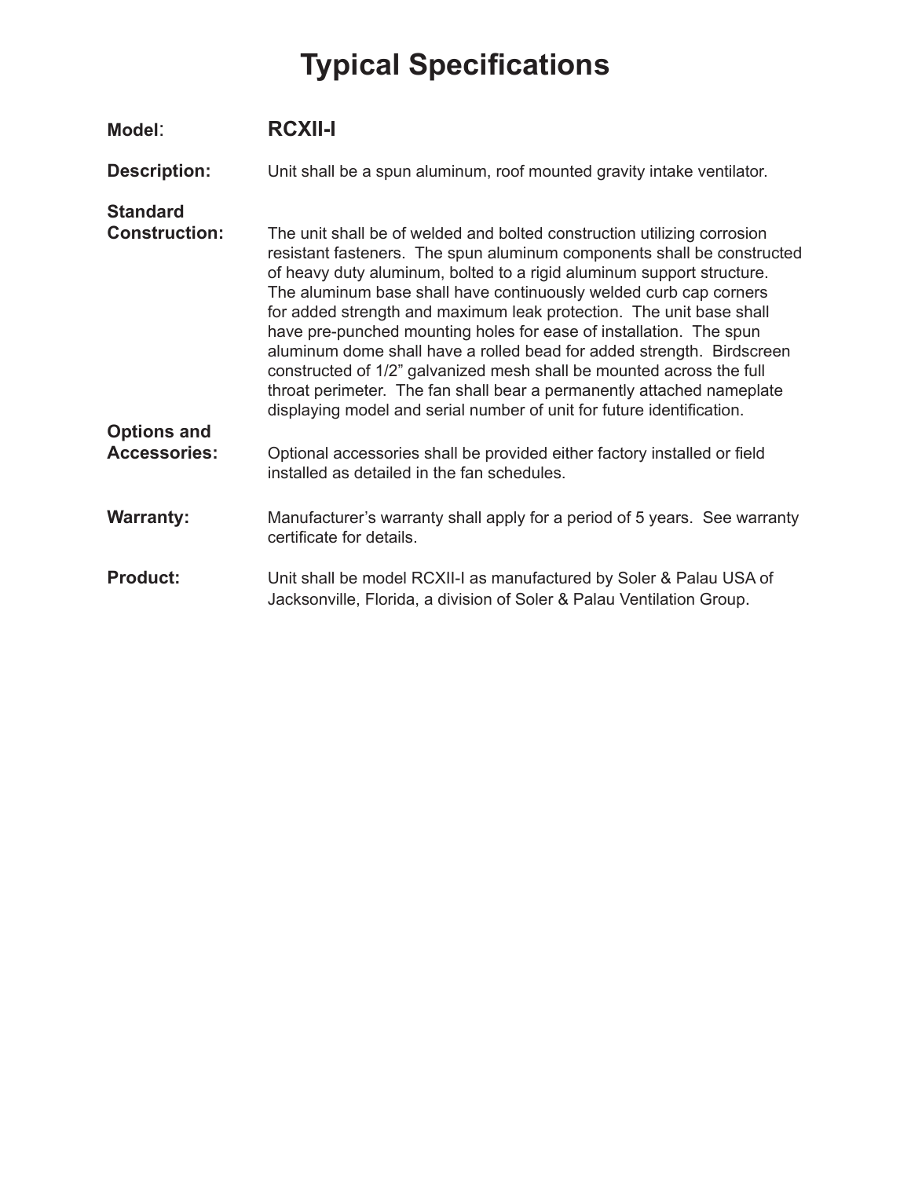# Typical Specifications

**Model**: **RCXII-I**

**Description:** Unit shall be a spun aluminum, roof mounted gravity intake ventilator.

**Standard Construction:** The unit shall be of welded and bolted construction utilizing corrosion resistant fasteners. The spun aluminum components shall be constructed of heavy duty aluminum, bolted to a rigid aluminum support structure. The aluminum base shall have continuously welded curb cap corners for added strength and maximum leak protection. The unit base shall have pre-punched mounting holes for ease of installation. The spun aluminum dome shall have a rolled bead for added strength. Birdscreen constructed of 1/2" galvanized mesh shall be mounted across the full throat perimeter. The fan shall bear a permanently attached nameplate displaying model and serial number of unit for future identification.

**Options and Accessories:** Optional accessories shall be provided either factory installed or field installed as detailed in the fan schedules.

**Warranty:** Manufacturer's warranty shall apply for a period of 5 years. See warranty certificate for details.

**Product:** Unit shall be model RCXII-I as manufactured by Soler & Palau USA of Jacksonville, Florida, a division of Soler & Palau Ventilation Group.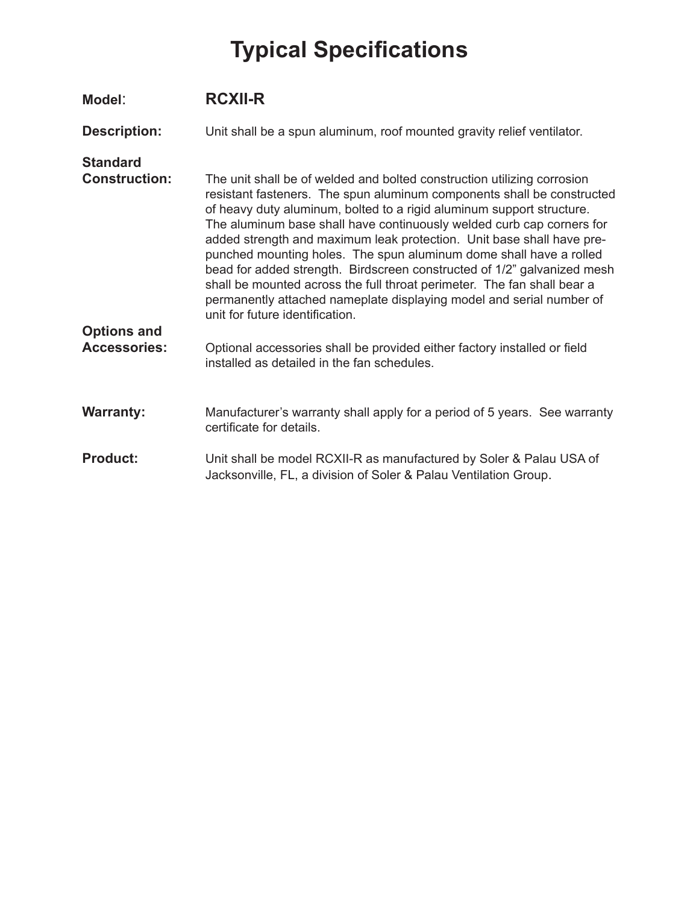# Typical Specifications

**Model**: **RCXII-R**

**Description:** Unit shall be a spun aluminum, roof mounted gravity relief ventilator.

**Standard Construction:** The unit shall be of welded and bolted construction utilizing corrosion resistant fasteners. The spun aluminum components shall be constructed of heavy duty aluminum, bolted to a rigid aluminum support structure. The aluminum base shall have continuously welded curb cap corners for added strength and maximum leak protection. Unit base shall have pre-punched mounting holes. The spun aluminum dome shall have a rolled bead for added strength. Birdscreen constructed of 1/2" galvanized mesh shall be mounted across the full throat perimeter. The fan shall bear a permanently attached nameplate displaying model and serial number of unit for future identification.

**Options and Accessories:** Optional accessories shall be provided either factory installed or field installed as detailed in the fan schedules.

**Warranty:** Manufacturer's warranty shall apply for a period of 5 years. See warranty certificate for details.

**Product:** Unit shall be model RCXII-R as manufactured by Soler & Palau USA of Jacksonville, FL, a division of Soler & Palau Ventilation Group.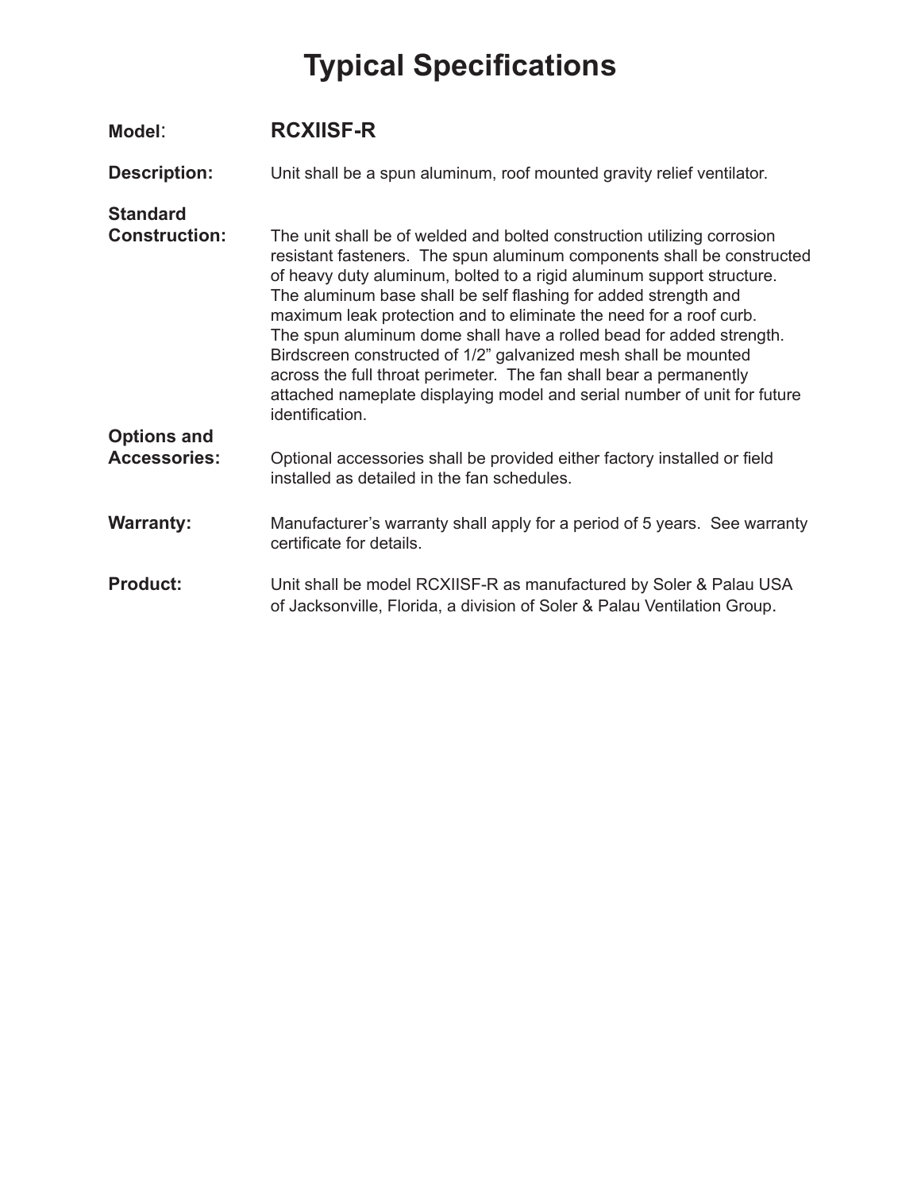# Typical Specifications

**Model**: **RCXIISF-R**

**Description:** Unit shall be a spun aluminum, roof mounted gravity relief ventilator.

**Standard Construction:** The unit shall be of welded and bolted construction utilizing corrosion resistant fasteners. The spun aluminum components shall be constructed of heavy duty aluminum, bolted to a rigid aluminum support structure. The aluminum base shall be self flashing for added strength and maximum leak protection and to eliminate the need for a roof curb. The spun aluminum dome shall have a rolled bead for added strength. Birdscreen constructed of 1/2" galvanized mesh shall be mounted across the full throat perimeter. The fan shall bear a permanently attached nameplate displaying model and serial number of unit for future identification.

**Options and Accessories:** Optional accessories shall be provided either factory installed or field installed as detailed in the fan schedules.

**Warranty:** Manufacturer's warranty shall apply for a period of 5 years. See warranty certificate for details.

**Product:** Unit shall be model RCXIISF-R as manufactured by Soler & Palau USA of Jacksonville, Florida, a division of Soler & Palau Ventilation Group.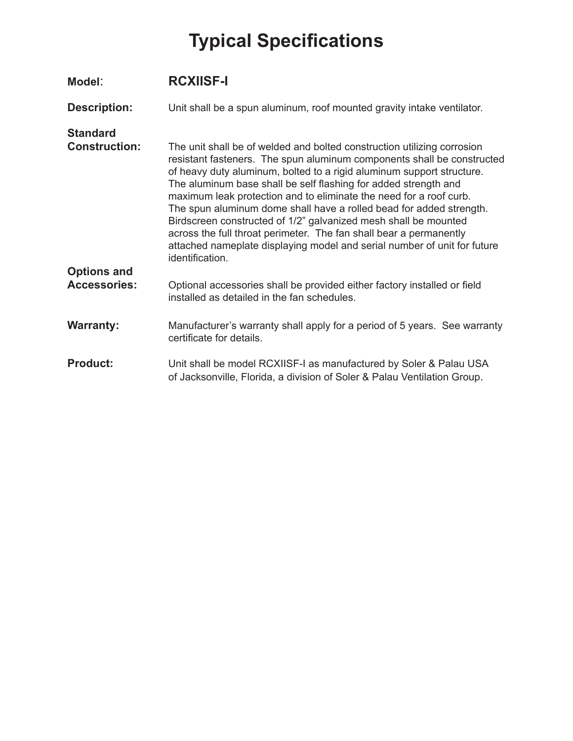# Typical Specifications

**Model**: **RCXIISF-I**

**Description:** Unit shall be a spun aluminum, roof mounted gravity intake ventilator.

**Standard Construction:** The unit shall be of welded and bolted construction utilizing corrosion resistant fasteners. The spun aluminum components shall be constructed of heavy duty aluminum, bolted to a rigid aluminum support structure. The aluminum base shall be self flashing for added strength and maximum leak protection and to eliminate the need for a roof curb. The spun aluminum dome shall have a rolled bead for added strength. Birdscreen constructed of 1/2" galvanized mesh shall be mounted across the full throat perimeter. The fan shall bear a permanently attached nameplate displaying model and serial number of unit for future identification.

**Options and Accessories:** Optional accessories shall be provided either factory installed or field installed as detailed in the fan schedules.

**Warranty:** Manufacturer's warranty shall apply for a period of 5 years. See warranty certificate for details.

**Product:** Unit shall be model RCXIISF-I as manufactured by Soler & Palau USA of Jacksonville, Florida, a division of Soler & Palau Ventilation Group.